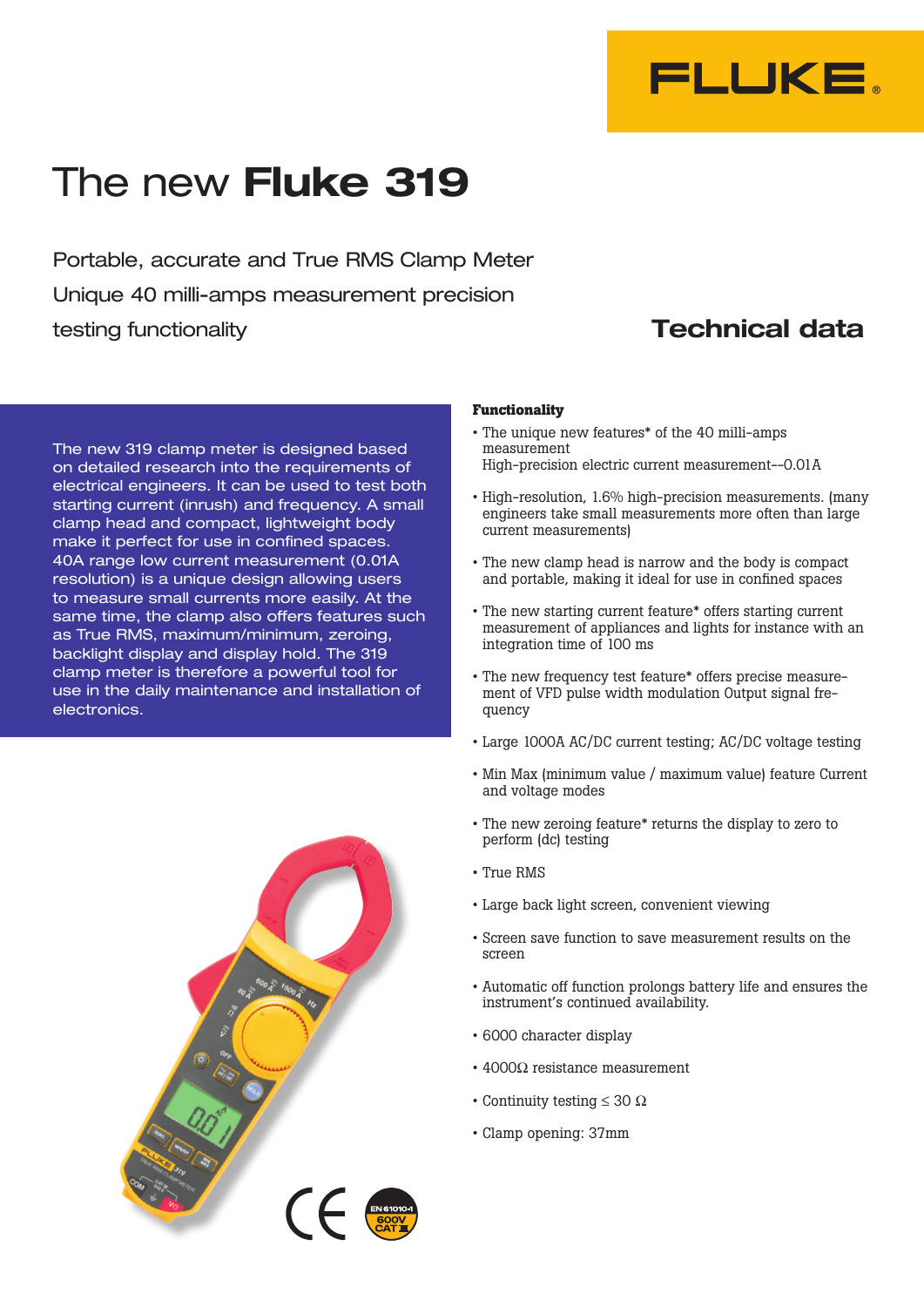FLUKE®

# The new **Fluke 319**

Portable, accurate and True RMS Clamp Meter
Unique 40 milli-amps measurement precision
testing functionality

## Technical data

The new 319 clamp meter is designed based on detailed research into the requirements of electrical engineers. It can be used to test both starting current (inrush) and frequency. A small clamp head and compact, lightweight body make it perfect for use in confined spaces. 40A range low current measurement (0.01A resolution) is a unique design allowing users to measure small currents more easily. At the same time, the clamp also offers features such as True RMS, maximum/minimum, zeroing, backlight display and display hold. The 319 clamp meter is therefore a powerful tool for use in the daily maintenance and installation of electronics.

### Functionality

- The unique new features* of the 40 milli-amps measurement
  High-precision electric current measurement--0.01A
- High-resolution, 1.6% high-precision measurements. (many engineers take small measurements more often than large current measurements)
- The new clamp head is narrow and the body is compact and portable, making it ideal for use in confined spaces
- The new starting current feature* offers starting current measurement of appliances and lights for instance with an integration time of 100 ms
- The new frequency test feature* offers precise measurement of VFD pulse width modulation Output signal frequency
- Large 1000A AC/DC current testing; AC/DC voltage testing
- Min Max (minimum value / maximum value) feature Current and voltage modes
- The new zeroing feature* returns the display to zero to perform (dc) testing
- True RMS
- Large back light screen, convenient viewing
- Screen save function to save measurement results on the screen
- Automatic off function prolongs battery life and ensures the instrument's continued availability.
- 6000 character display
- 4000Ω resistance measurement
- Continuity testing ≤ 30 Ω
- Clamp opening: 37mm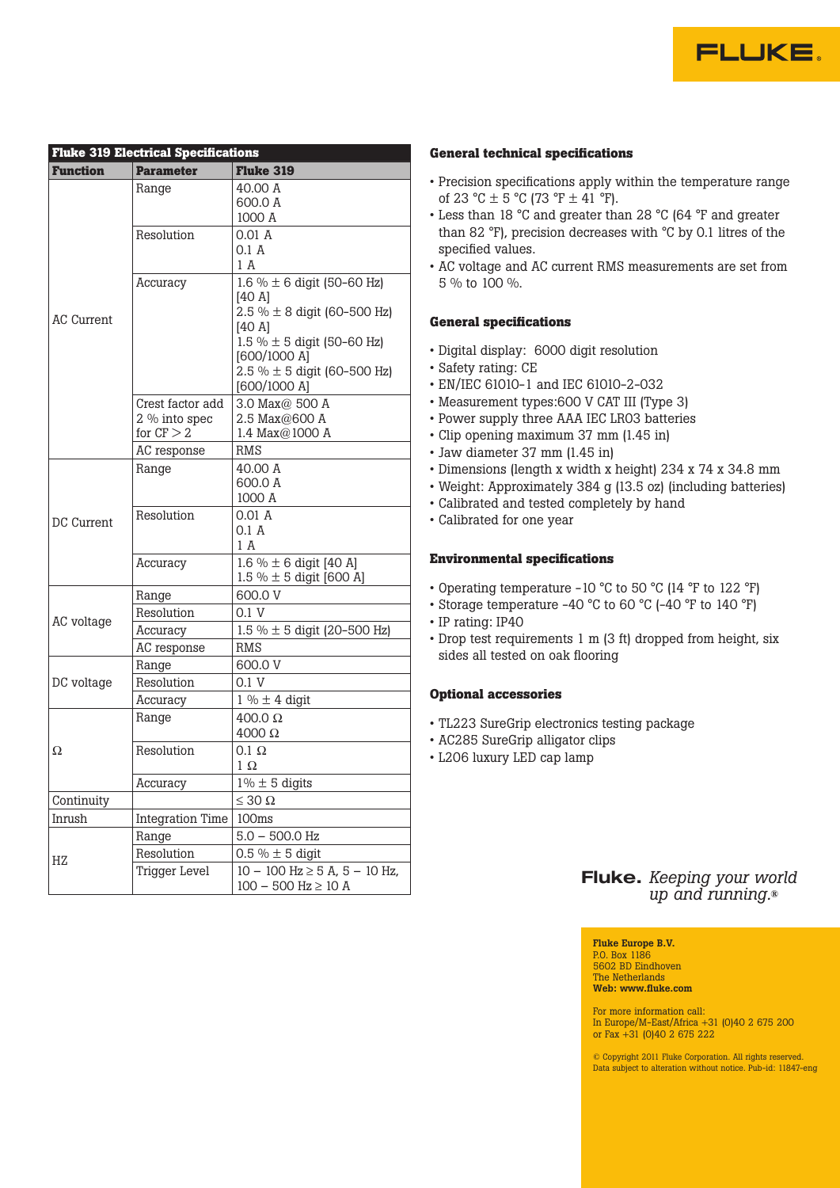| Fluke 319 Electrical Specifications | | |
|---|---|---|
| **Function** | **Parameter** | **Fluke 319** |
| AC Current | Range | 40.00 A<br>600.0 A<br>1000 A |
| | Resolution | 0.01 A<br>0.1 A<br>1 A |
| | Accuracy | 1.6 % ± 6 digit (50-60 Hz) [40 A]<br>2.5 % ± 8 digit (60-500 Hz) [40 A]<br>1.5 % ± 5 digit (50-60 Hz) [600/1000 A]<br>2.5 % ± 5 digit (60-500 Hz) [600/1000 A] |
| | Crest factor add 2 % into spec for CF > 2 | 3.0 Max@ 500 A<br>2.5 Max@600 A<br>1.4 Max@1000 A |
| | AC response | RMS |
| DC Current | Range | 40.00 A<br>600.0 A<br>1000 A |
| | Resolution | 0.01 A<br>0.1 A<br>1 A |
| | Accuracy | 1.6 % ± 6 digit [40 A]<br>1.5 % ± 5 digit [600 A] |
| AC voltage | Range | 600.0 V |
| | Resolution | 0.1 V |
| | Accuracy | 1.5 % ± 5 digit (20-500 Hz) |
| | AC response | RMS |
| DC voltage | Range | 600.0 V |
| | Resolution | 0.1 V |
| | Accuracy | 1 % ± 4 digit |
| Ω | Range | 400.0 Ω<br>4000 Ω |
| | Resolution | 0.1 Ω<br>1 Ω |
| | Accuracy | 1% ± 5 digits |
| Continuity | | ≤ 30 Ω |
| Inrush | Integration Time | 100ms |
| HZ | Range | 5.0 – 500.0 Hz |
| | Resolution | 0.5 % ± 5 digit |
| | Trigger Level | 10 – 100 Hz ≥ 5 A, 5 – 10 Hz, 100 – 500 Hz ≥ 10 A |

### General technical specifications

- Precision specifications apply within the temperature range of 23 °C ± 5 °C (73 °F ± 41 °F).
- Less than 18 °C and greater than 28 °C (64 °F and greater than 82 °F), precision decreases with °C by 0.1 litres of the specified values.
- AC voltage and AC current RMS measurements are set from 5 % to 100 %.

### General specifications

- Digital display: 6000 digit resolution
- Safety rating: CE
- EN/IEC 61010-1 and IEC 61010-2-032
- Measurement types:600 V CAT III (Type 3)
- Power supply three AAA IEC LR03 batteries
- Clip opening maximum 37 mm (1.45 in)
- Jaw diameter 37 mm (1.45 in)
- Dimensions (length x width x height) 234 x 74 x 34.8 mm
- Weight: Approximately 384 g (13.5 oz) (including batteries)
- Calibrated and tested completely by hand
- Calibrated for one year

### Environmental specifications

- Operating temperature -10 °C to 50 °C (14 °F to 122 °F)
- Storage temperature -40 °C to 60 °C (-40 °F to 140 °F)
- IP rating: IP40
- Drop test requirements 1 m (3 ft) dropped from height, six sides all tested on oak flooring

### Optional accessories

- TL223 SureGrip electronics testing package
- AC285 SureGrip alligator clips
- L206 luxury LED cap lamp

**Fluke.** *Keeping your world up and running.®*

**Fluke Europe B.V.**
P.O. Box 1186
5602 BD Eindhoven
The Netherlands
**Web: www.fluke.com**

For more information call:
In Europe/M-East/Africa +31 (0)40 2 675 200
or Fax +31 (0)40 2 675 222

© Copyright 2011 Fluke Corporation. All rights reserved.
Data subject to alteration without notice. Pub-id: 11847-eng